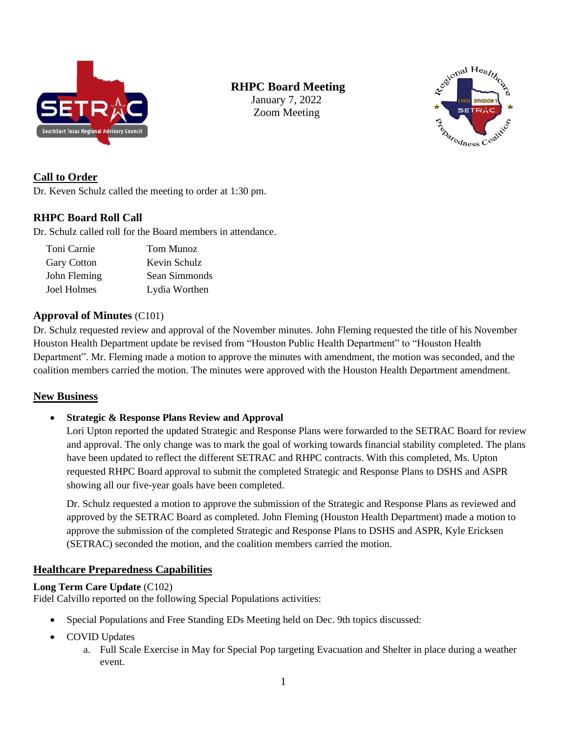# RHPC Board Meeting

January 7, 2022
Zoom Meeting

## Call to Order

Dr. Keven Schulz called the meeting to order at 1:30 pm.

## RHPC Board Roll Call

Dr. Schulz called roll for the Board members in attendance.

| | |
|---|---|
| Toni Carnie | Tom Munoz |
| Gary Cotton | Kevin Schulz |
| John Fleming | Sean Simmonds |
| Joel Holmes | Lydia Worthen |

## Approval of Minutes (C101)

Dr. Schulz requested review and approval of the November minutes. John Fleming requested the title of his November Houston Health Department update be revised from "Houston Public Health Department" to "Houston Health Department". Mr. Fleming made a motion to approve the minutes with amendment, the motion was seconded, and the coalition members carried the motion. The minutes were approved with the Houston Health Department amendment.

## New Business

- **Strategic & Response Plans Review and Approval**
  Lori Upton reported the updated Strategic and Response Plans were forwarded to the SETRAC Board for review and approval. The only change was to mark the goal of working towards financial stability completed. The plans have been updated to reflect the different SETRAC and RHPC contracts. With this completed, Ms. Upton requested RHPC Board approval to submit the completed Strategic and Response Plans to DSHS and ASPR showing all our five-year goals have been completed.

  Dr. Schulz requested a motion to approve the submission of the Strategic and Response Plans as reviewed and approved by the SETRAC Board as completed. John Fleming (Houston Health Department) made a motion to approve the submission of the completed Strategic and Response Plans to DSHS and ASPR, Kyle Ericksen (SETRAC) seconded the motion, and the coalition members carried the motion.

## Healthcare Preparedness Capabilities

**Long Term Care Update** (C102)
Fidel Calvillo reported on the following Special Populations activities:

- Special Populations and Free Standing EDs Meeting held on Dec. 9th topics discussed:
- COVID Updates
  a. Full Scale Exercise in May for Special Pop targeting Evacuation and Shelter in place during a weather event.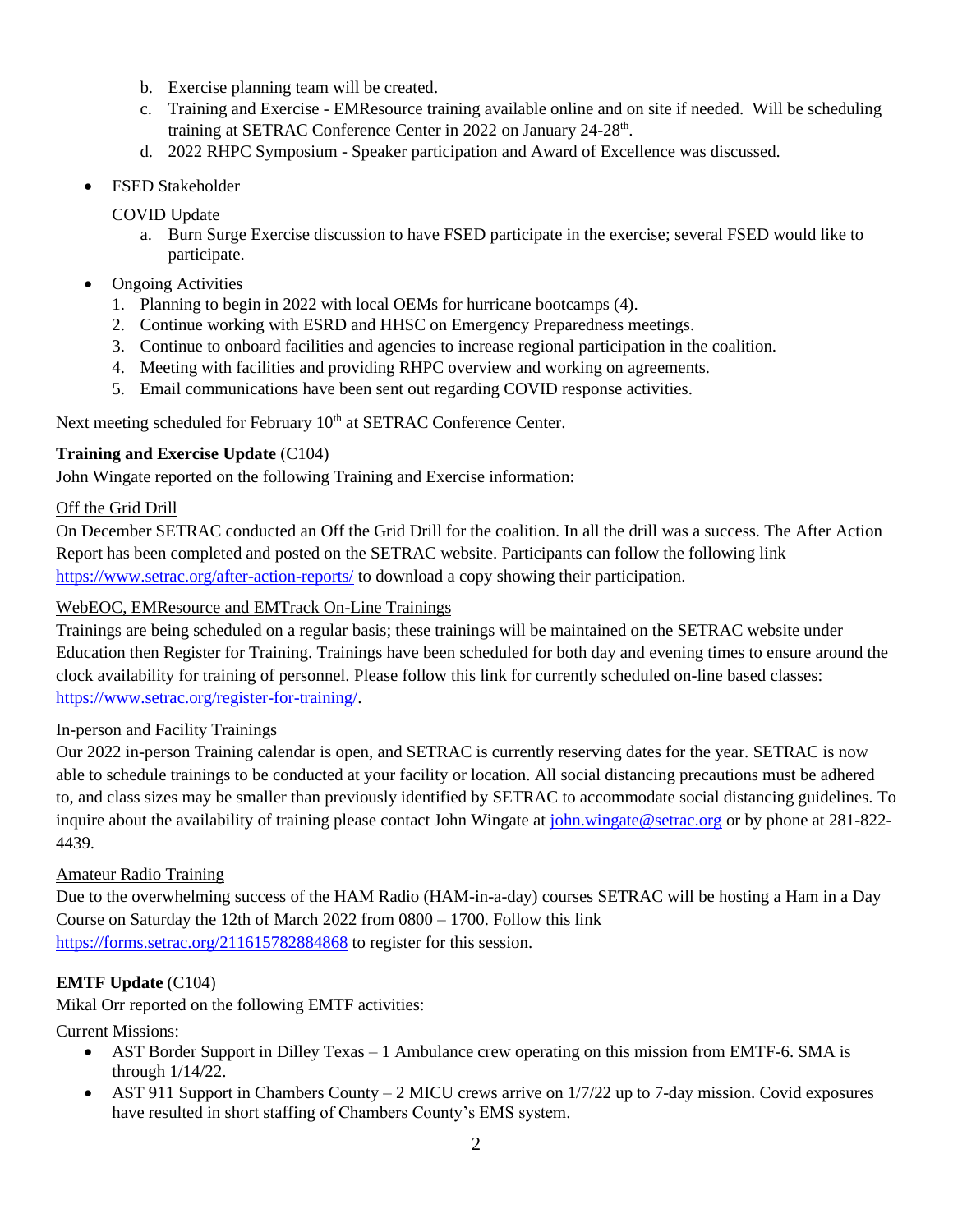b. Exercise planning team will be created.
c. Training and Exercise - EMResource training available online and on site if needed. Will be scheduling training at SETRAC Conference Center in 2022 on January 24-28th.
d. 2022 RHPC Symposium - Speaker participation and Award of Excellence was discussed.

- FSED Stakeholder

  COVID Update

  a. Burn Surge Exercise discussion to have FSED participate in the exercise; several FSED would like to participate.

- Ongoing Activities
  1. Planning to begin in 2022 with local OEMs for hurricane bootcamps (4).
  2. Continue working with ESRD and HHSC on Emergency Preparedness meetings.
  3. Continue to onboard facilities and agencies to increase regional participation in the coalition.
  4. Meeting with facilities and providing RHPC overview and working on agreements.
  5. Email communications have been sent out regarding COVID response activities.

Next meeting scheduled for February 10th at SETRAC Conference Center.

**Training and Exercise Update** (C104)
John Wingate reported on the following Training and Exercise information:

Off the Grid Drill
On December SETRAC conducted an Off the Grid Drill for the coalition. In all the drill was a success. The After Action Report has been completed and posted on the SETRAC website. Participants can follow the following link https://www.setrac.org/after-action-reports/ to download a copy showing their participation.

WebEOC, EMResource and EMTrack On-Line Trainings
Trainings are being scheduled on a regular basis; these trainings will be maintained on the SETRAC website under Education then Register for Training. Trainings have been scheduled for both day and evening times to ensure around the clock availability for training of personnel. Please follow this link for currently scheduled on-line based classes: https://www.setrac.org/register-for-training/.

In-person and Facility Trainings
Our 2022 in-person Training calendar is open, and SETRAC is currently reserving dates for the year. SETRAC is now able to schedule trainings to be conducted at your facility or location. All social distancing precautions must be adhered to, and class sizes may be smaller than previously identified by SETRAC to accommodate social distancing guidelines. To inquire about the availability of training please contact John Wingate at john.wingate@setrac.org or by phone at 281-822-4439.

Amateur Radio Training
Due to the overwhelming success of the HAM Radio (HAM-in-a-day) courses SETRAC will be hosting a Ham in a Day Course on Saturday the 12th of March 2022 from 0800 – 1700. Follow this link https://forms.setrac.org/211615782884868 to register for this session.

**EMTF Update** (C104)
Mikal Orr reported on the following EMTF activities:

Current Missions:

- AST Border Support in Dilley Texas – 1 Ambulance crew operating on this mission from EMTF-6. SMA is through 1/14/22.
- AST 911 Support in Chambers County – 2 MICU crews arrive on 1/7/22 up to 7-day mission. Covid exposures have resulted in short staffing of Chambers County's EMS system.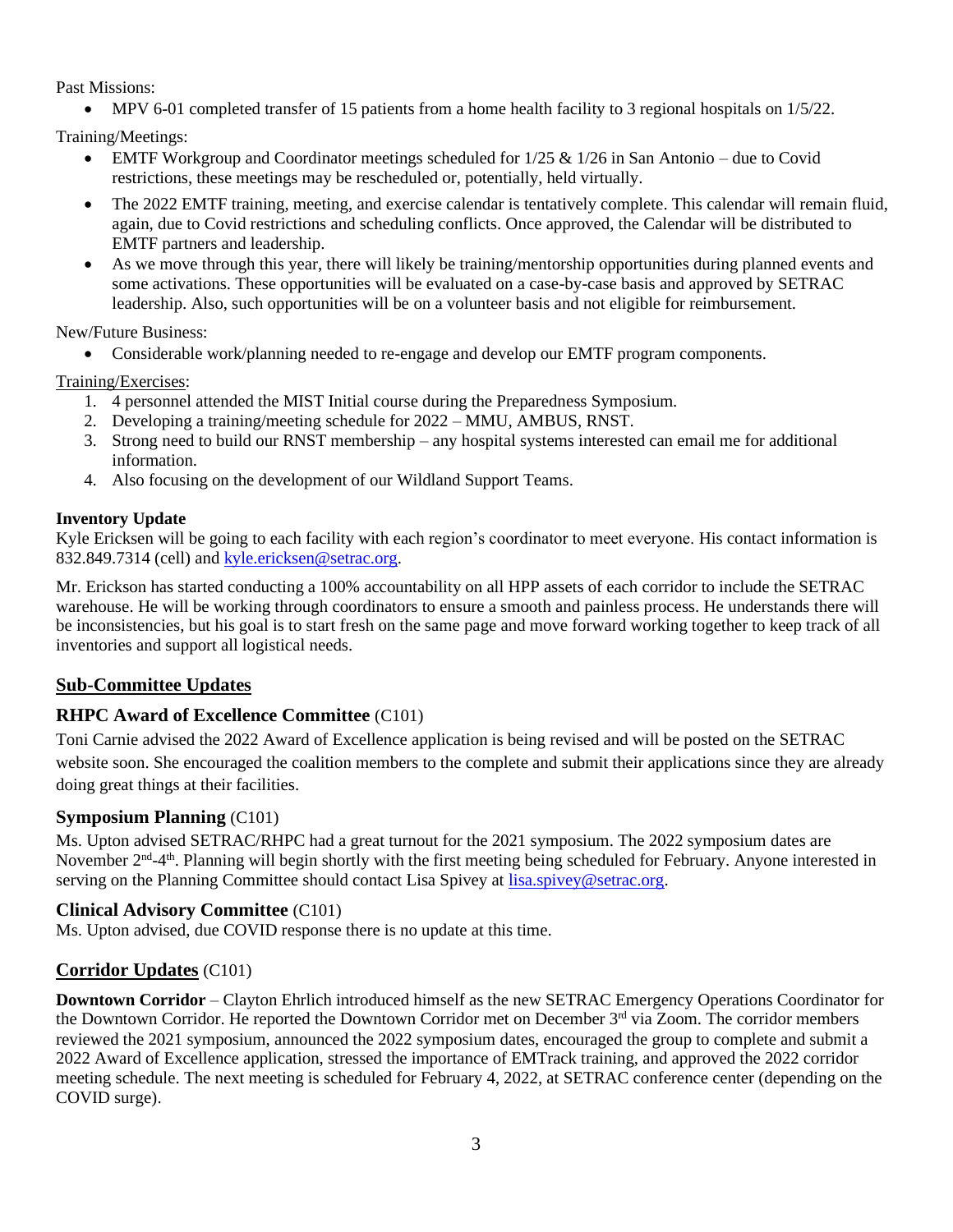Past Missions:

- MPV 6-01 completed transfer of 15 patients from a home health facility to 3 regional hospitals on 1/5/22.

Training/Meetings:

- EMTF Workgroup and Coordinator meetings scheduled for 1/25 & 1/26 in San Antonio – due to Covid restrictions, these meetings may be rescheduled or, potentially, held virtually.
- The 2022 EMTF training, meeting, and exercise calendar is tentatively complete. This calendar will remain fluid, again, due to Covid restrictions and scheduling conflicts. Once approved, the Calendar will be distributed to EMTF partners and leadership.
- As we move through this year, there will likely be training/mentorship opportunities during planned events and some activations. These opportunities will be evaluated on a case-by-case basis and approved by SETRAC leadership. Also, such opportunities will be on a volunteer basis and not eligible for reimbursement.

New/Future Business:

- Considerable work/planning needed to re-engage and develop our EMTF program components.

<u>Training/Exercises</u>:

1. 4 personnel attended the MIST Initial course during the Preparedness Symposium.
2. Developing a training/meeting schedule for 2022 – MMU, AMBUS, RNST.
3. Strong need to build our RNST membership – any hospital systems interested can email me for additional information.
4. Also focusing on the development of our Wildland Support Teams.

**Inventory Update**

Kyle Ericksen will be going to each facility with each region's coordinator to meet everyone. His contact information is 832.849.7314 (cell) and kyle.ericksen@setrac.org.

Mr. Erickson has started conducting a 100% accountability on all HPP assets of each corridor to include the SETRAC warehouse. He will be working through coordinators to ensure a smooth and painless process. He understands there will be inconsistencies, but his goal is to start fresh on the same page and move forward working together to keep track of all inventories and support all logistical needs.

## Sub-Committee Updates

### RHPC Award of Excellence Committee (C101)

Toni Carnie advised the 2022 Award of Excellence application is being revised and will be posted on the SETRAC website soon. She encouraged the coalition members to the complete and submit their applications since they are already doing great things at their facilities.

### Symposium Planning (C101)

Ms. Upton advised SETRAC/RHPC had a great turnout for the 2021 symposium. The 2022 symposium dates are November 2nd-4th. Planning will begin shortly with the first meeting being scheduled for February. Anyone interested in serving on the Planning Committee should contact Lisa Spivey at lisa.spivey@setrac.org.

### Clinical Advisory Committee (C101)

Ms. Upton advised, due COVID response there is no update at this time.

## Corridor Updates (C101)

**Downtown Corridor** – Clayton Ehrlich introduced himself as the new SETRAC Emergency Operations Coordinator for the Downtown Corridor. He reported the Downtown Corridor met on December 3rd via Zoom. The corridor members reviewed the 2021 symposium, announced the 2022 symposium dates, encouraged the group to complete and submit a 2022 Award of Excellence application, stressed the importance of EMTrack training, and approved the 2022 corridor meeting schedule. The next meeting is scheduled for February 4, 2022, at SETRAC conference center (depending on the COVID surge).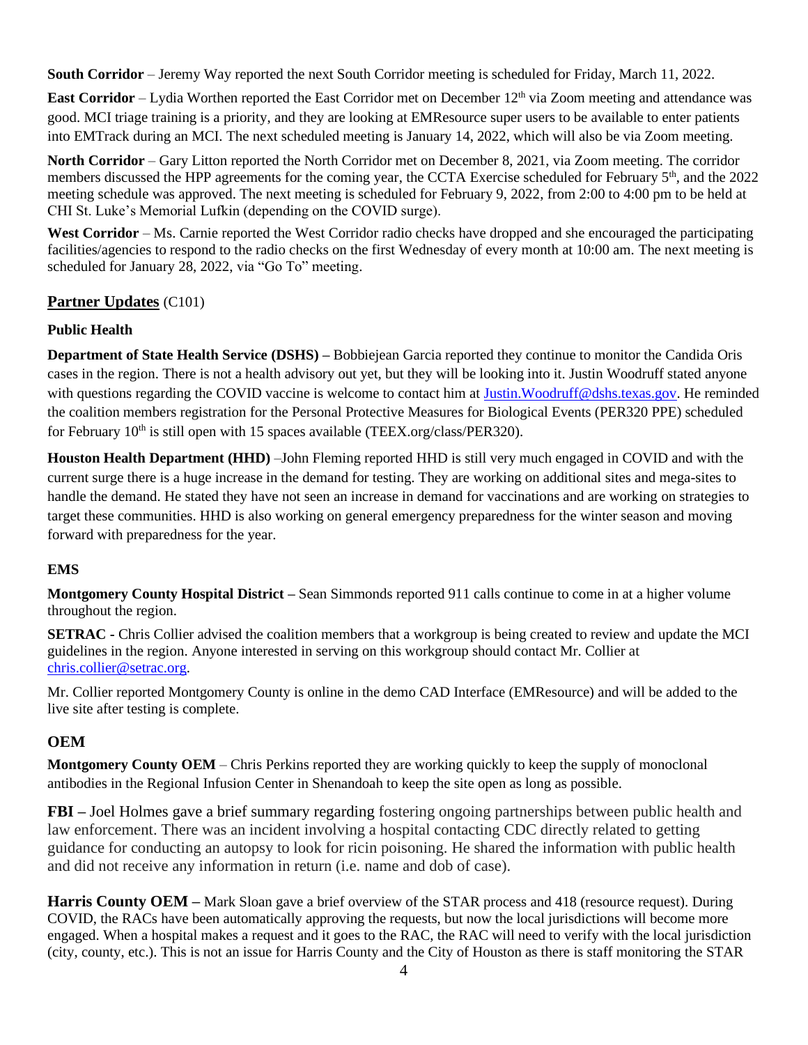**South Corridor** – Jeremy Way reported the next South Corridor meeting is scheduled for Friday, March 11, 2022.

**East Corridor** – Lydia Worthen reported the East Corridor met on December 12th via Zoom meeting and attendance was good. MCI triage training is a priority, and they are looking at EMResource super users to be available to enter patients into EMTrack during an MCI. The next scheduled meeting is January 14, 2022, which will also be via Zoom meeting.

**North Corridor** – Gary Litton reported the North Corridor met on December 8, 2021, via Zoom meeting. The corridor members discussed the HPP agreements for the coming year, the CCTA Exercise scheduled for February 5th, and the 2022 meeting schedule was approved. The next meeting is scheduled for February 9, 2022, from 2:00 to 4:00 pm to be held at CHI St. Luke's Memorial Lufkin (depending on the COVID surge).

**West Corridor** – Ms. Carnie reported the West Corridor radio checks have dropped and she encouraged the participating facilities/agencies to respond to the radio checks on the first Wednesday of every month at 10:00 am. The next meeting is scheduled for January 28, 2022, via "Go To" meeting.

## **Partner Updates** (C101)

### Public Health

**Department of State Health Service (DSHS) –** Bobbiejean Garcia reported they continue to monitor the Candida Oris cases in the region. There is not a health advisory out yet, but they will be looking into it. Justin Woodruff stated anyone with questions regarding the COVID vaccine is welcome to contact him at Justin.Woodruff@dshs.texas.gov. He reminded the coalition members registration for the Personal Protective Measures for Biological Events (PER320 PPE) scheduled for February 10th is still open with 15 spaces available (TEEX.org/class/PER320).

**Houston Health Department (HHD)** –John Fleming reported HHD is still very much engaged in COVID and with the current surge there is a huge increase in the demand for testing. They are working on additional sites and mega-sites to handle the demand. He stated they have not seen an increase in demand for vaccinations and are working on strategies to target these communities. HHD is also working on general emergency preparedness for the winter season and moving forward with preparedness for the year.

### EMS

**Montgomery County Hospital District –** Sean Simmonds reported 911 calls continue to come in at a higher volume throughout the region.

**SETRAC -** Chris Collier advised the coalition members that a workgroup is being created to review and update the MCI guidelines in the region. Anyone interested in serving on this workgroup should contact Mr. Collier at chris.collier@setrac.org.

Mr. Collier reported Montgomery County is online in the demo CAD Interface (EMResource) and will be added to the live site after testing is complete.

## OEM

**Montgomery County OEM** – Chris Perkins reported they are working quickly to keep the supply of monoclonal antibodies in the Regional Infusion Center in Shenandoah to keep the site open as long as possible.

**FBI –** Joel Holmes gave a brief summary regarding fostering ongoing partnerships between public health and law enforcement. There was an incident involving a hospital contacting CDC directly related to getting guidance for conducting an autopsy to look for ricin poisoning. He shared the information with public health and did not receive any information in return (i.e. name and dob of case).

**Harris County OEM –** Mark Sloan gave a brief overview of the STAR process and 418 (resource request). During COVID, the RACs have been automatically approving the requests, but now the local jurisdictions will become more engaged. When a hospital makes a request and it goes to the RAC, the RAC will need to verify with the local jurisdiction (city, county, etc.). This is not an issue for Harris County and the City of Houston as there is staff monitoring the STAR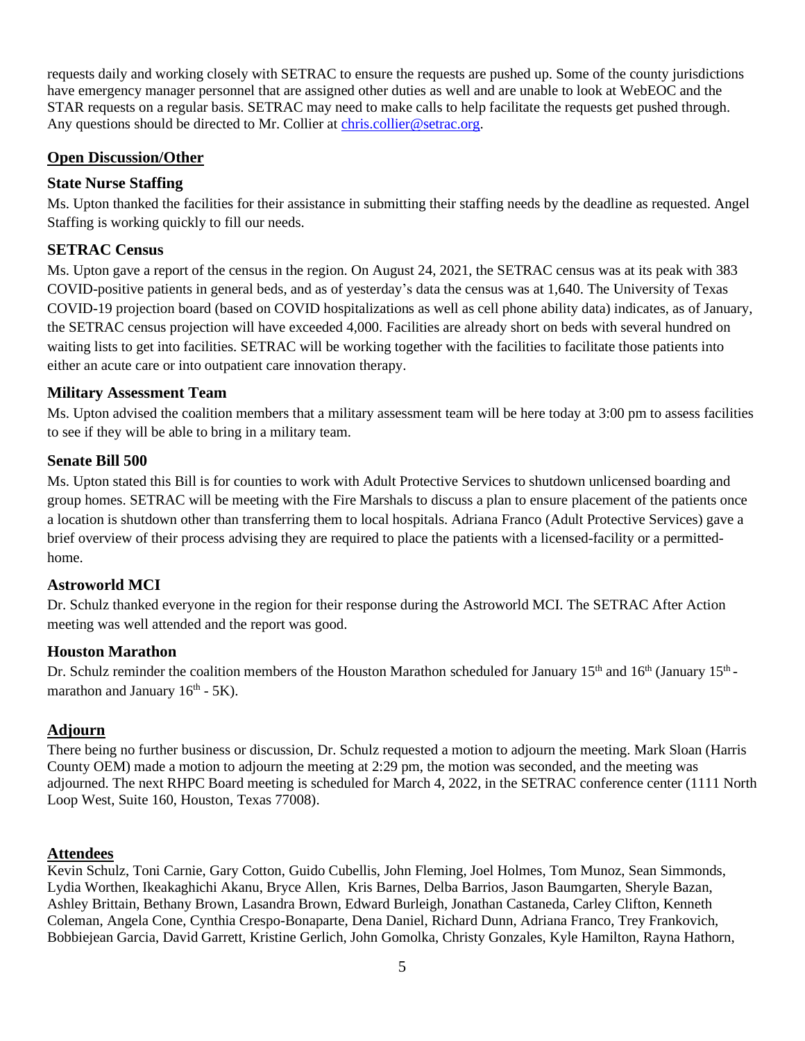requests daily and working closely with SETRAC to ensure the requests are pushed up. Some of the county jurisdictions have emergency manager personnel that are assigned other duties as well and are unable to look at WebEOC and the STAR requests on a regular basis. SETRAC may need to make calls to help facilitate the requests get pushed through. Any questions should be directed to Mr. Collier at chris.collier@setrac.org.

## Open Discussion/Other

### State Nurse Staffing

Ms. Upton thanked the facilities for their assistance in submitting their staffing needs by the deadline as requested. Angel Staffing is working quickly to fill our needs.

### SETRAC Census

Ms. Upton gave a report of the census in the region. On August 24, 2021, the SETRAC census was at its peak with 383 COVID-positive patients in general beds, and as of yesterday's data the census was at 1,640. The University of Texas COVID-19 projection board (based on COVID hospitalizations as well as cell phone ability data) indicates, as of January, the SETRAC census projection will have exceeded 4,000. Facilities are already short on beds with several hundred on waiting lists to get into facilities. SETRAC will be working together with the facilities to facilitate those patients into either an acute care or into outpatient care innovation therapy.

### Military Assessment Team

Ms. Upton advised the coalition members that a military assessment team will be here today at 3:00 pm to assess facilities to see if they will be able to bring in a military team.

### Senate Bill 500

Ms. Upton stated this Bill is for counties to work with Adult Protective Services to shutdown unlicensed boarding and group homes. SETRAC will be meeting with the Fire Marshals to discuss a plan to ensure placement of the patients once a location is shutdown other than transferring them to local hospitals. Adriana Franco (Adult Protective Services) gave a brief overview of their process advising they are required to place the patients with a licensed-facility or a permitted-home.

### Astroworld MCI

Dr. Schulz thanked everyone in the region for their response during the Astroworld MCI. The SETRAC After Action meeting was well attended and the report was good.

### Houston Marathon

Dr. Schulz reminder the coalition members of the Houston Marathon scheduled for January 15th and 16th (January 15th - marathon and January 16th - 5K).

## Adjourn

There being no further business or discussion, Dr. Schulz requested a motion to adjourn the meeting. Mark Sloan (Harris County OEM) made a motion to adjourn the meeting at 2:29 pm, the motion was seconded, and the meeting was adjourned. The next RHPC Board meeting is scheduled for March 4, 2022, in the SETRAC conference center (1111 North Loop West, Suite 160, Houston, Texas 77008).

## Attendees

Kevin Schulz, Toni Carnie, Gary Cotton, Guido Cubellis, John Fleming, Joel Holmes, Tom Munoz, Sean Simmonds, Lydia Worthen, Ikeakaghichi Akanu, Bryce Allen, Kris Barnes, Delba Barrios, Jason Baumgarten, Sheryle Bazan, Ashley Brittain, Bethany Brown, Lasandra Brown, Edward Burleigh, Jonathan Castaneda, Carley Clifton, Kenneth Coleman, Angela Cone, Cynthia Crespo-Bonaparte, Dena Daniel, Richard Dunn, Adriana Franco, Trey Frankovich, Bobbiejean Garcia, David Garrett, Kristine Gerlich, John Gomolka, Christy Gonzales, Kyle Hamilton, Rayna Hathorn,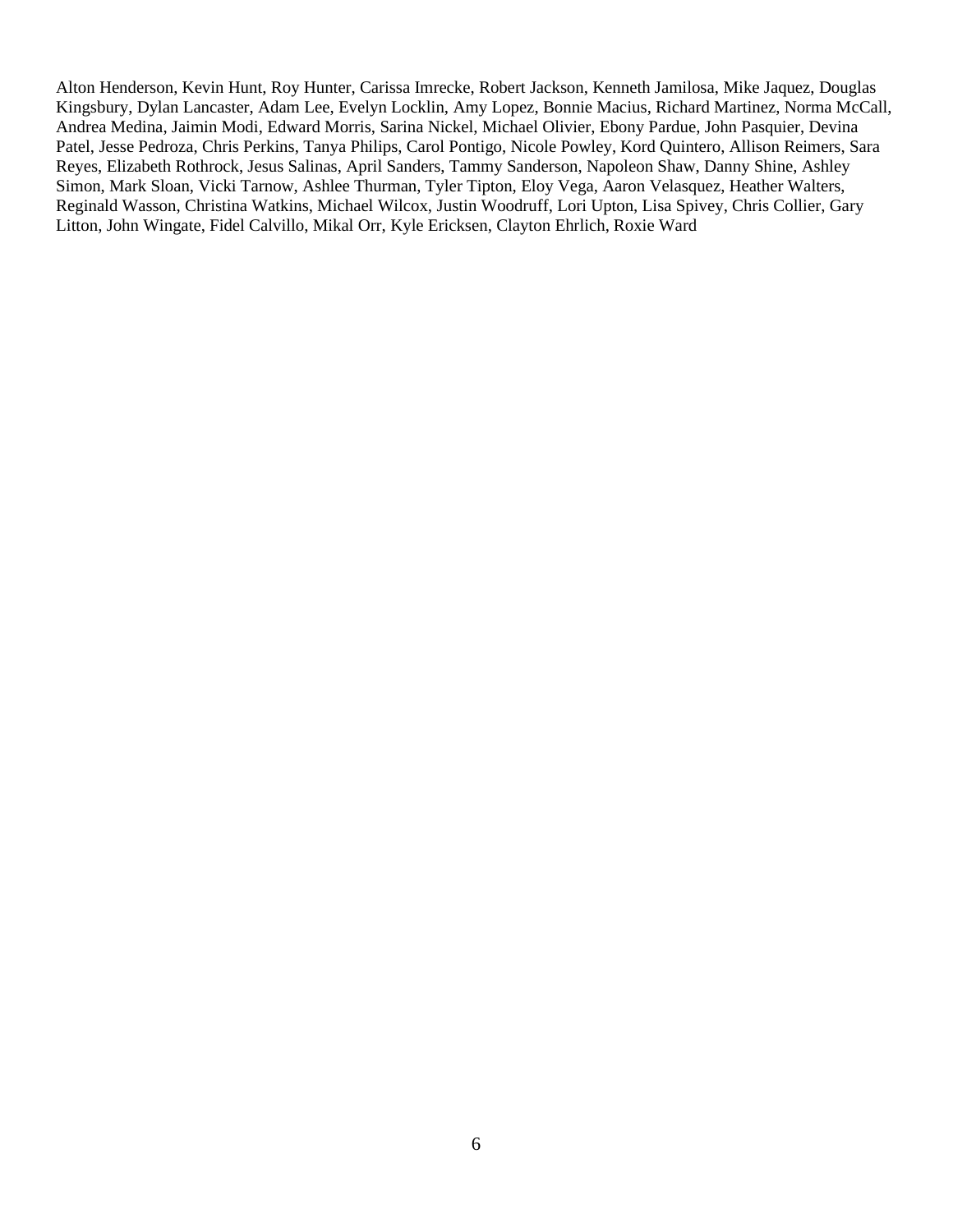Alton Henderson, Kevin Hunt, Roy Hunter, Carissa Imrecke, Robert Jackson, Kenneth Jamilosa, Mike Jaquez, Douglas Kingsbury, Dylan Lancaster, Adam Lee, Evelyn Locklin, Amy Lopez, Bonnie Macius, Richard Martinez, Norma McCall, Andrea Medina, Jaimin Modi, Edward Morris, Sarina Nickel, Michael Olivier, Ebony Pardue, John Pasquier, Devina Patel, Jesse Pedroza, Chris Perkins, Tanya Philips, Carol Pontigo, Nicole Powley, Kord Quintero, Allison Reimers, Sara Reyes, Elizabeth Rothrock, Jesus Salinas, April Sanders, Tammy Sanderson, Napoleon Shaw, Danny Shine, Ashley Simon, Mark Sloan, Vicki Tarnow, Ashlee Thurman, Tyler Tipton, Eloy Vega, Aaron Velasquez, Heather Walters, Reginald Wasson, Christina Watkins, Michael Wilcox, Justin Woodruff, Lori Upton, Lisa Spivey, Chris Collier, Gary Litton, John Wingate, Fidel Calvillo, Mikal Orr, Kyle Ericksen, Clayton Ehrlich, Roxie Ward